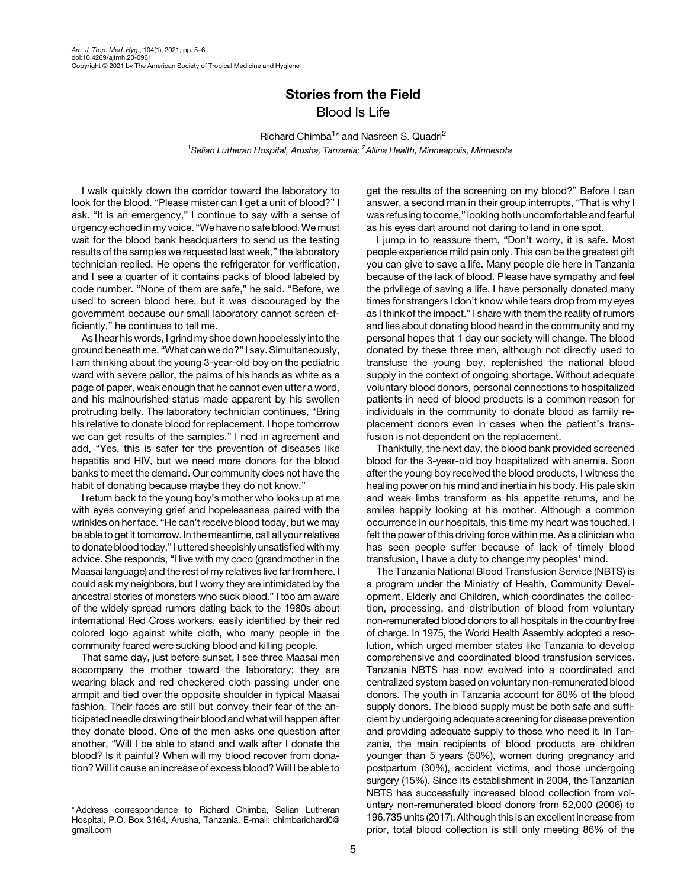# Stories from the Field

## Blood Is Life

Richard Chimba[1]* and Nasreen S. Quadri[2]

[1]*Selian Lutheran Hospital, Arusha, Tanzania;* [2]*Allina Health, Minneapolis, Minnesota*

I walk quickly down the corridor toward the laboratory to look for the blood. "Please mister can I get a unit of blood?" I ask. "It is an emergency," I continue to say with a sense of urgency echoed in my voice. "We have no safe blood. We must wait for the blood bank headquarters to send us the testing results of the samples we requested last week," the laboratory technician replied. He opens the refrigerator for verification, and I see a quarter of it contains packs of blood labeled by code number. "None of them are safe," he said. "Before, we used to screen blood here, but it was discouraged by the government because our small laboratory cannot screen efficiently," he continues to tell me.

As I hear his words, I grind my shoe down hopelessly into the ground beneath me. "What can we do?" I say. Simultaneously, I am thinking about the young 3-year-old boy on the pediatric ward with severe pallor, the palms of his hands as white as a page of paper, weak enough that he cannot even utter a word, and his malnourished status made apparent by his swollen protruding belly. The laboratory technician continues, "Bring his relative to donate blood for replacement. I hope tomorrow we can get results of the samples." I nod in agreement and add, "Yes, this is safer for the prevention of diseases like hepatitis and HIV, but we need more donors for the blood banks to meet the demand. Our community does not have the habit of donating because maybe they do not know."

I return back to the young boy's mother who looks up at me with eyes conveying grief and hopelessness paired with the wrinkles on her face. "He can't receive blood today, but we may be able to get it tomorrow. In the meantime, call all your relatives to donate blood today," I uttered sheepishly unsatisfied with my advice. She responds, "I live with my *coco* (grandmother in the Maasai language) and the rest of my relatives live far from here. I could ask my neighbors, but I worry they are intimidated by the ancestral stories of monsters who suck blood." I too am aware of the widely spread rumors dating back to the 1980s about international Red Cross workers, easily identified by their red colored logo against white cloth, who many people in the community feared were sucking blood and killing people.

That same day, just before sunset, I see three Maasai men accompany the mother toward the laboratory; they are wearing black and red checkered cloth passing under one armpit and tied over the opposite shoulder in typical Maasai fashion. Their faces are still but convey their fear of the anticipated needle drawing their blood and what will happen after they donate blood. One of the men asks one question after another, "Will I be able to stand and walk after I donate the blood? Is it painful? When will my blood recover from donation? Will it cause an increase of excess blood? Will I be able to get the results of the screening on my blood?" Before I can answer, a second man in their group interrupts, "That is why I was refusing to come," looking both uncomfortable and fearful as his eyes dart around not daring to land in one spot.

I jump in to reassure them, "Don't worry, it is safe. Most people experience mild pain only. This can be the greatest gift you can give to save a life. Many people die here in Tanzania because of the lack of blood. Please have sympathy and feel the privilege of saving a life. I have personally donated many times for strangers I don't know while tears drop from my eyes as I think of the impact." I share with them the reality of rumors and lies about donating blood heard in the community and my personal hopes that 1 day our society will change. The blood donated by these three men, although not directly used to transfuse the young boy, replenished the national blood supply in the context of ongoing shortage. Without adequate voluntary blood donors, personal connections to hospitalized patients in need of blood products is a common reason for individuals in the community to donate blood as family replacement donors even in cases when the patient's transfusion is not dependent on the replacement.

Thankfully, the next day, the blood bank provided screened blood for the 3-year-old boy hospitalized with anemia. Soon after the young boy received the blood products, I witness the healing power on his mind and inertia in his body. His pale skin and weak limbs transform as his appetite returns, and he smiles happily looking at his mother. Although a common occurrence in our hospitals, this time my heart was touched. I felt the power of this driving force within me. As a clinician who has seen people suffer because of lack of timely blood transfusion, I have a duty to change my peoples' mind.

The Tanzania National Blood Transfusion Service (NBTS) is a program under the Ministry of Health, Community Development, Elderly and Children, which coordinates the collection, processing, and distribution of blood from voluntary non-remunerated blood donors to all hospitals in the country free of charge. In 1975, the World Health Assembly adopted a resolution, which urged member states like Tanzania to develop comprehensive and coordinated blood transfusion services. Tanzania NBTS has now evolved into a coordinated and centralized system based on voluntary non-remunerated blood donors. The youth in Tanzania account for 80% of the blood supply donors. The blood supply must be both safe and sufficient by undergoing adequate screening for disease prevention and providing adequate supply to those who need it. In Tanzania, the main recipients of blood products are children younger than 5 years (50%), women during pregnancy and postpartum (30%), accident victims, and those undergoing surgery (15%). Since its establishment in 2004, the Tanzanian NBTS has successfully increased blood collection from voluntary non-remunerated blood donors from 52,000 (2006) to 196,735 units (2017). Although this is an excellent increase from prior, total blood collection is still only meeting 86% of the

---

*Address correspondence to Richard Chimba, Selian Lutheran Hospital, P.O. Box 3164, Arusha, Tanzania. E-mail: chimbarichard0@gmail.com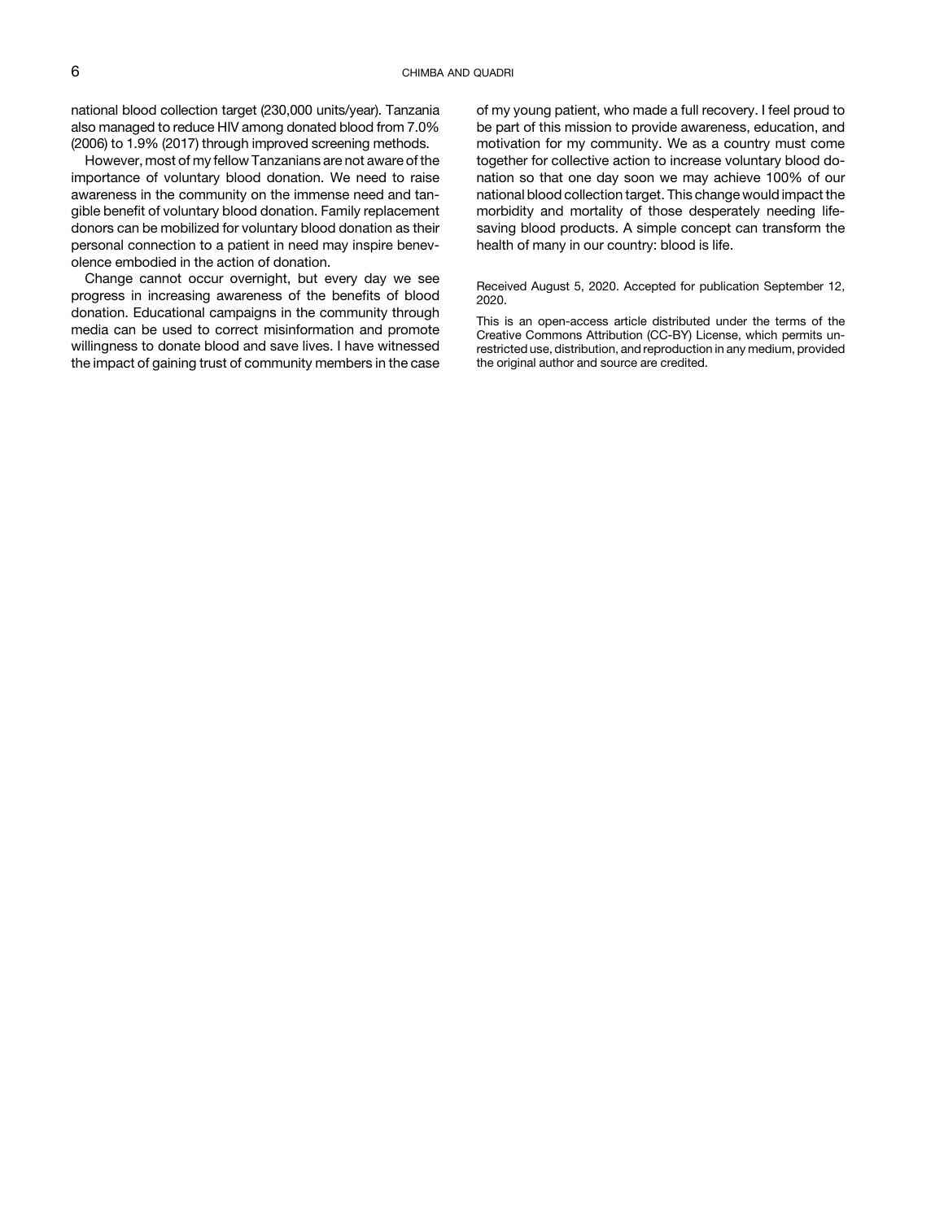national blood collection target (230,000 units/year). Tanzania also managed to reduce HIV among donated blood from 7.0% (2006) to 1.9% (2017) through improved screening methods.

However, most of my fellow Tanzanians are not aware of the importance of voluntary blood donation. We need to raise awareness in the community on the immense need and tangible benefit of voluntary blood donation. Family replacement donors can be mobilized for voluntary blood donation as their personal connection to a patient in need may inspire benevolence embodied in the action of donation.

Change cannot occur overnight, but every day we see progress in increasing awareness of the benefits of blood donation. Educational campaigns in the community through media can be used to correct misinformation and promote willingness to donate blood and save lives. I have witnessed the impact of gaining trust of community members in the case of my young patient, who made a full recovery. I feel proud to be part of this mission to provide awareness, education, and motivation for my community. We as a country must come together for collective action to increase voluntary blood donation so that one day soon we may achieve 100% of our national blood collection target. This change would impact the morbidity and mortality of those desperately needing lifesaving blood products. A simple concept can transform the health of many in our country: blood is life.

Received August 5, 2020. Accepted for publication September 12, 2020.

This is an open-access article distributed under the terms of the Creative Commons Attribution (CC-BY) License, which permits unrestricted use, distribution, and reproduction in any medium, provided the original author and source are credited.